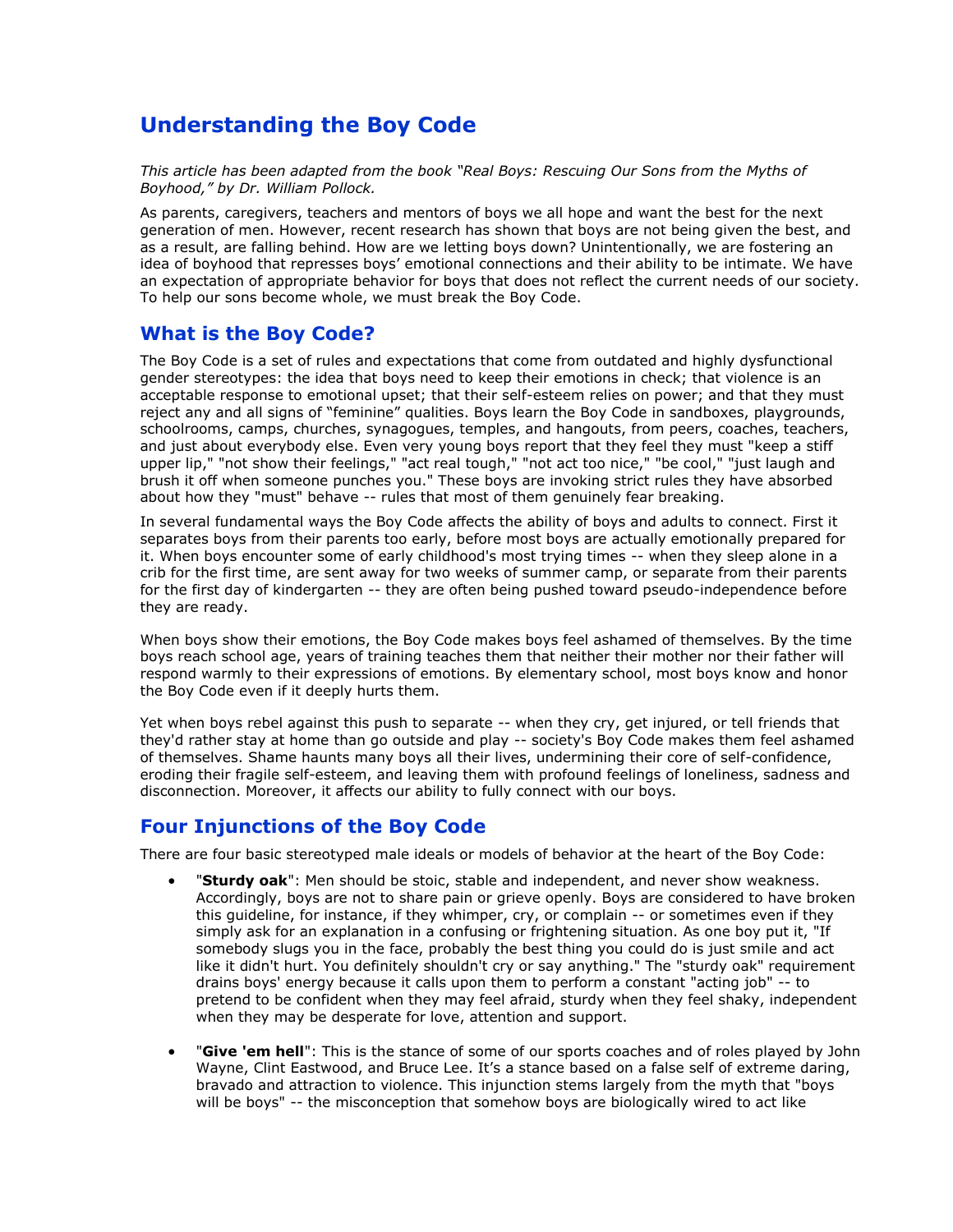# Understanding the Boy Code

*This article has been adapted from the book "Real Boys: Rescuing Our Sons from the Myths of Boyhood," by Dr. William Pollock.*

As parents, caregivers, teachers and mentors of boys we all hope and want the best for the next generation of men. However, recent research has shown that boys are not being given the best, and as a result, are falling behind. How are we letting boys down? Unintentionally, we are fostering an idea of boyhood that represses boys' emotional connections and their ability to be intimate. We have an expectation of appropriate behavior for boys that does not reflect the current needs of our society. To help our sons become whole, we must break the Boy Code.

## What is the Boy Code?

The Boy Code is a set of rules and expectations that come from outdated and highly dysfunctional gender stereotypes: the idea that boys need to keep their emotions in check; that violence is an acceptable response to emotional upset; that their self-esteem relies on power; and that they must reject any and all signs of "feminine" qualities. Boys learn the Boy Code in sandboxes, playgrounds, schoolrooms, camps, churches, synagogues, temples, and hangouts, from peers, coaches, teachers, and just about everybody else. Even very young boys report that they feel they must "keep a stiff upper lip," "not show their feelings," "act real tough," "not act too nice," "be cool," "just laugh and brush it off when someone punches you." These boys are invoking strict rules they have absorbed about how they "must" behave -- rules that most of them genuinely fear breaking.

In several fundamental ways the Boy Code affects the ability of boys and adults to connect. First it separates boys from their parents too early, before most boys are actually emotionally prepared for it. When boys encounter some of early childhood's most trying times -- when they sleep alone in a crib for the first time, are sent away for two weeks of summer camp, or separate from their parents for the first day of kindergarten -- they are often being pushed toward pseudo-independence before they are ready.

When boys show their emotions, the Boy Code makes boys feel ashamed of themselves. By the time boys reach school age, years of training teaches them that neither their mother nor their father will respond warmly to their expressions of emotions. By elementary school, most boys know and honor the Boy Code even if it deeply hurts them.

Yet when boys rebel against this push to separate -- when they cry, get injured, or tell friends that they'd rather stay at home than go outside and play -- society's Boy Code makes them feel ashamed of themselves. Shame haunts many boys all their lives, undermining their core of self-confidence, eroding their fragile self-esteem, and leaving them with profound feelings of loneliness, sadness and disconnection. Moreover, it affects our ability to fully connect with our boys.

## Four Injunctions of the Boy Code

There are four basic stereotyped male ideals or models of behavior at the heart of the Boy Code:

- "**Sturdy oak**": Men should be stoic, stable and independent, and never show weakness. Accordingly, boys are not to share pain or grieve openly. Boys are considered to have broken this guideline, for instance, if they whimper, cry, or complain -- or sometimes even if they simply ask for an explanation in a confusing or frightening situation. As one boy put it, "If somebody slugs you in the face, probably the best thing you could do is just smile and act like it didn't hurt. You definitely shouldn't cry or say anything." The "sturdy oak" requirement drains boys' energy because it calls upon them to perform a constant "acting job" -- to pretend to be confident when they may feel afraid, sturdy when they feel shaky, independent when they may be desperate for love, attention and support.

- "**Give 'em hell**": This is the stance of some of our sports coaches and of roles played by John Wayne, Clint Eastwood, and Bruce Lee. It's a stance based on a false self of extreme daring, bravado and attraction to violence. This injunction stems largely from the myth that "boys will be boys" -- the misconception that somehow boys are biologically wired to act like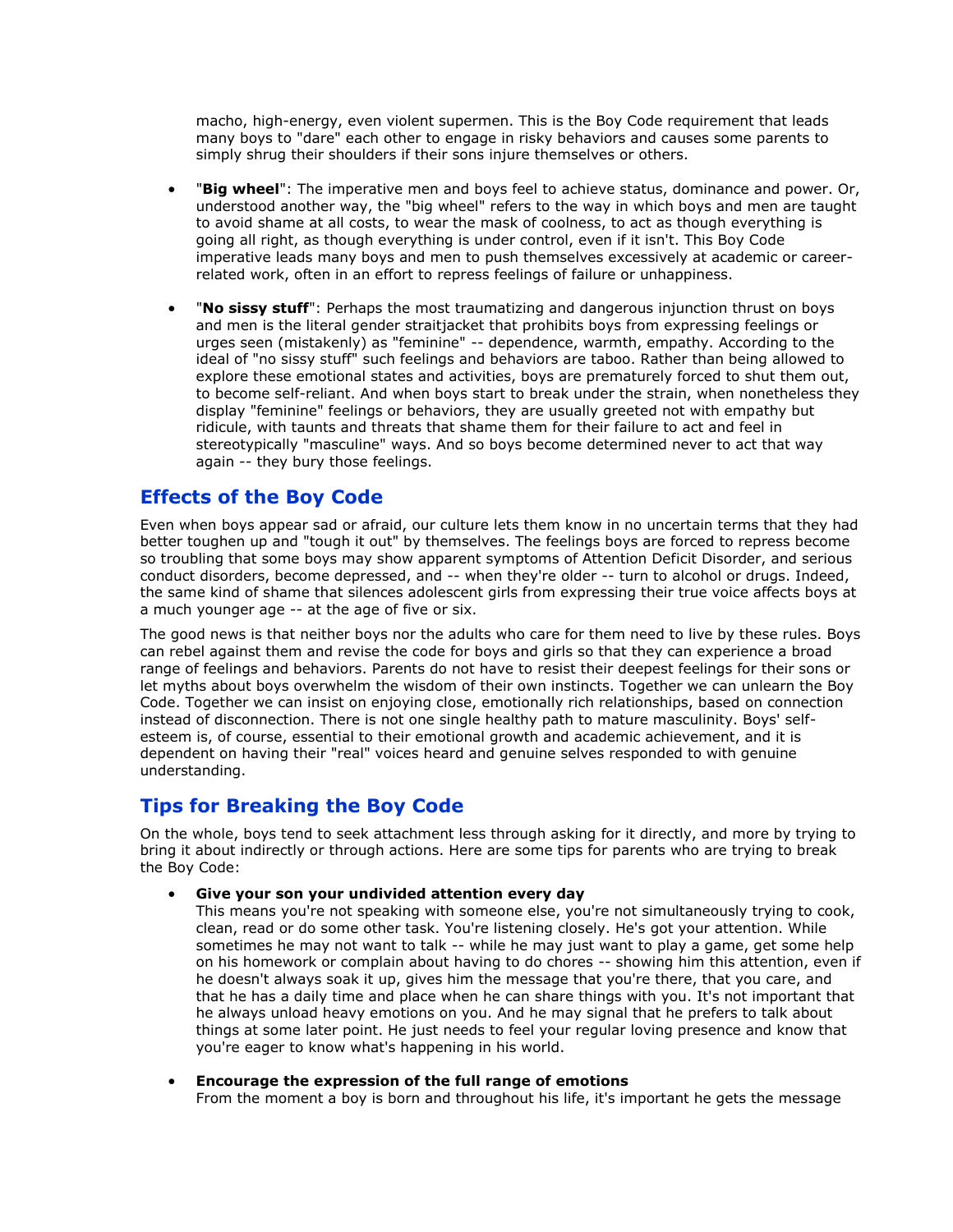macho, high-energy, even violent supermen. This is the Boy Code requirement that leads many boys to "dare" each other to engage in risky behaviors and causes some parents to simply shrug their shoulders if their sons injure themselves or others.

- "**Big wheel**": The imperative men and boys feel to achieve status, dominance and power. Or, understood another way, the "big wheel" refers to the way in which boys and men are taught to avoid shame at all costs, to wear the mask of coolness, to act as though everything is going all right, as though everything is under control, even if it isn't. This Boy Code imperative leads many boys and men to push themselves excessively at academic or career-related work, often in an effort to repress feelings of failure or unhappiness.

- "**No sissy stuff**": Perhaps the most traumatizing and dangerous injunction thrust on boys and men is the literal gender straitjacket that prohibits boys from expressing feelings or urges seen (mistakenly) as "feminine" -- dependence, warmth, empathy. According to the ideal of "no sissy stuff" such feelings and behaviors are taboo. Rather than being allowed to explore these emotional states and activities, boys are prematurely forced to shut them out, to become self-reliant. And when boys start to break under the strain, when nonetheless they display "feminine" feelings or behaviors, they are usually greeted not with empathy but ridicule, with taunts and threats that shame them for their failure to act and feel in stereotypically "masculine" ways. And so boys become determined never to act that way again -- they bury those feelings.

## Effects of the Boy Code

Even when boys appear sad or afraid, our culture lets them know in no uncertain terms that they had better toughen up and "tough it out" by themselves. The feelings boys are forced to repress become so troubling that some boys may show apparent symptoms of Attention Deficit Disorder, and serious conduct disorders, become depressed, and -- when they're older -- turn to alcohol or drugs. Indeed, the same kind of shame that silences adolescent girls from expressing their true voice affects boys at a much younger age -- at the age of five or six.

The good news is that neither boys nor the adults who care for them need to live by these rules. Boys can rebel against them and revise the code for boys and girls so that they can experience a broad range of feelings and behaviors. Parents do not have to resist their deepest feelings for their sons or let myths about boys overwhelm the wisdom of their own instincts. Together we can unlearn the Boy Code. Together we can insist on enjoying close, emotionally rich relationships, based on connection instead of disconnection. There is not one single healthy path to mature masculinity. Boys' self-esteem is, of course, essential to their emotional growth and academic achievement, and it is dependent on having their "real" voices heard and genuine selves responded to with genuine understanding.

## Tips for Breaking the Boy Code

On the whole, boys tend to seek attachment less through asking for it directly, and more by trying to bring it about indirectly or through actions. Here are some tips for parents who are trying to break the Boy Code:

- **Give your son your undivided attention every day**
  This means you're not speaking with someone else, you're not simultaneously trying to cook, clean, read or do some other task. You're listening closely. He's got your attention. While sometimes he may not want to talk -- while he may just want to play a game, get some help on his homework or complain about having to do chores -- showing him this attention, even if he doesn't always soak it up, gives him the message that you're there, that you care, and that he has a daily time and place when he can share things with you. It's not important that he always unload heavy emotions on you. And he may signal that he prefers to talk about things at some later point. He just needs to feel your regular loving presence and know that you're eager to know what's happening in his world.

- **Encourage the expression of the full range of emotions**
  From the moment a boy is born and throughout his life, it's important he gets the message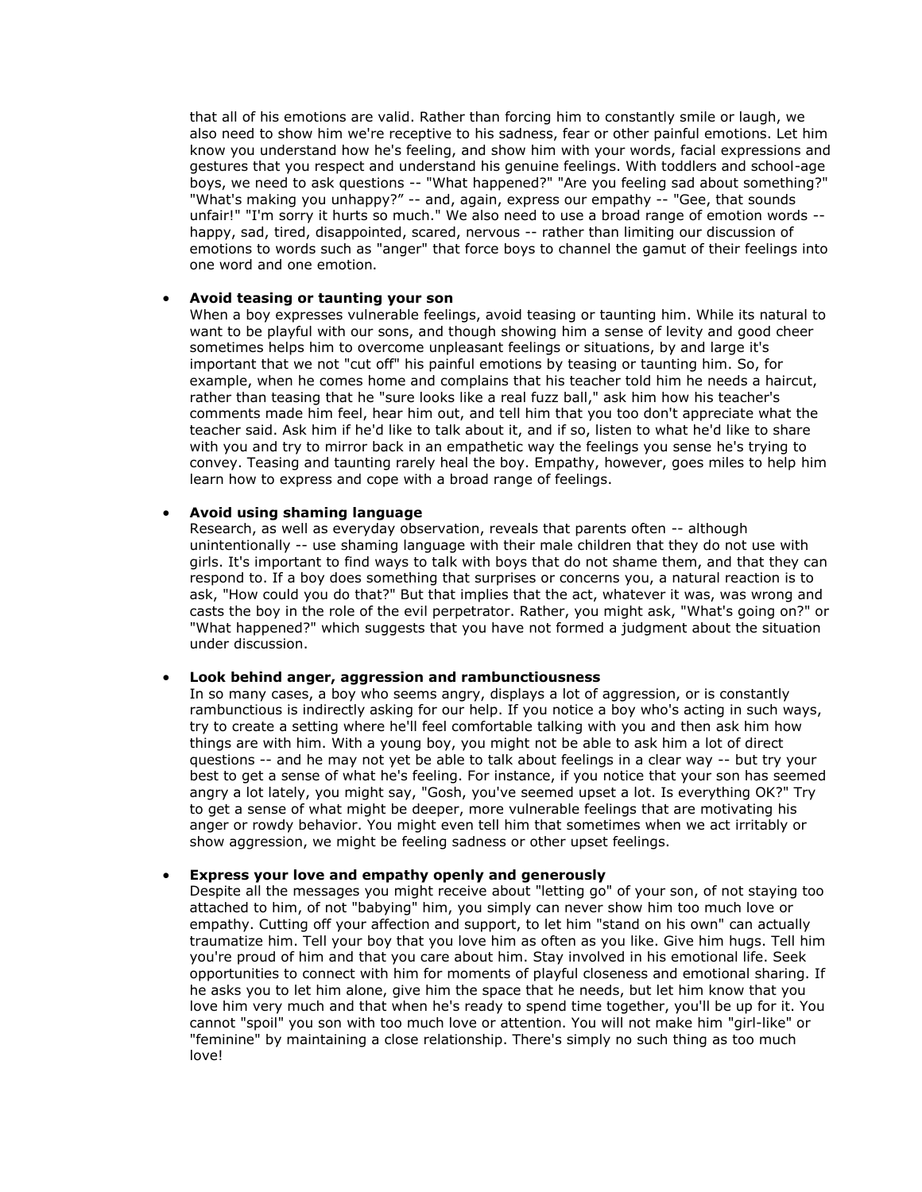that all of his emotions are valid. Rather than forcing him to constantly smile or laugh, we also need to show him we're receptive to his sadness, fear or other painful emotions. Let him know you understand how he's feeling, and show him with your words, facial expressions and gestures that you respect and understand his genuine feelings. With toddlers and school-age boys, we need to ask questions -- "What happened?" "Are you feeling sad about something?" "What's making you unhappy?" -- and, again, express our empathy -- "Gee, that sounds unfair!" "I'm sorry it hurts so much." We also need to use a broad range of emotion words -- happy, sad, tired, disappointed, scared, nervous -- rather than limiting our discussion of emotions to words such as "anger" that force boys to channel the gamut of their feelings into one word and one emotion.

- **Avoid teasing or taunting your son**
  When a boy expresses vulnerable feelings, avoid teasing or taunting him. While its natural to want to be playful with our sons, and though showing him a sense of levity and good cheer sometimes helps him to overcome unpleasant feelings or situations, by and large it's important that we not "cut off" his painful emotions by teasing or taunting him. So, for example, when he comes home and complains that his teacher told him he needs a haircut, rather than teasing that he "sure looks like a real fuzz ball," ask him how his teacher's comments made him feel, hear him out, and tell him that you too don't appreciate what the teacher said. Ask him if he'd like to talk about it, and if so, listen to what he'd like to share with you and try to mirror back in an empathetic way the feelings you sense he's trying to convey. Teasing and taunting rarely heal the boy. Empathy, however, goes miles to help him learn how to express and cope with a broad range of feelings.

- **Avoid using shaming language**
  Research, as well as everyday observation, reveals that parents often -- although unintentionally -- use shaming language with their male children that they do not use with girls. It's important to find ways to talk with boys that do not shame them, and that they can respond to. If a boy does something that surprises or concerns you, a natural reaction is to ask, "How could you do that?" But that implies that the act, whatever it was, was wrong and casts the boy in the role of the evil perpetrator. Rather, you might ask, "What's going on?" or "What happened?" which suggests that you have not formed a judgment about the situation under discussion.

- **Look behind anger, aggression and rambunctiousness**
  In so many cases, a boy who seems angry, displays a lot of aggression, or is constantly rambunctious is indirectly asking for our help. If you notice a boy who's acting in such ways, try to create a setting where he'll feel comfortable talking with you and then ask him how things are with him. With a young boy, you might not be able to ask him a lot of direct questions -- and he may not yet be able to talk about feelings in a clear way -- but try your best to get a sense of what he's feeling. For instance, if you notice that your son has seemed angry a lot lately, you might say, "Gosh, you've seemed upset a lot. Is everything OK?" Try to get a sense of what might be deeper, more vulnerable feelings that are motivating his anger or rowdy behavior. You might even tell him that sometimes when we act irritably or show aggression, we might be feeling sadness or other upset feelings.

- **Express your love and empathy openly and generously**
  Despite all the messages you might receive about "letting go" of your son, of not staying too attached to him, of not "babying" him, you simply can never show him too much love or empathy. Cutting off your affection and support, to let him "stand on his own" can actually traumatize him. Tell your boy that you love him as often as you like. Give him hugs. Tell him you're proud of him and that you care about him. Stay involved in his emotional life. Seek opportunities to connect with him for moments of playful closeness and emotional sharing. If he asks you to let him alone, give him the space that he needs, but let him know that you love him very much and that when he's ready to spend time together, you'll be up for it. You cannot "spoil" you son with too much love or attention. You will not make him "girl-like" or "feminine" by maintaining a close relationship. There's simply no such thing as too much love!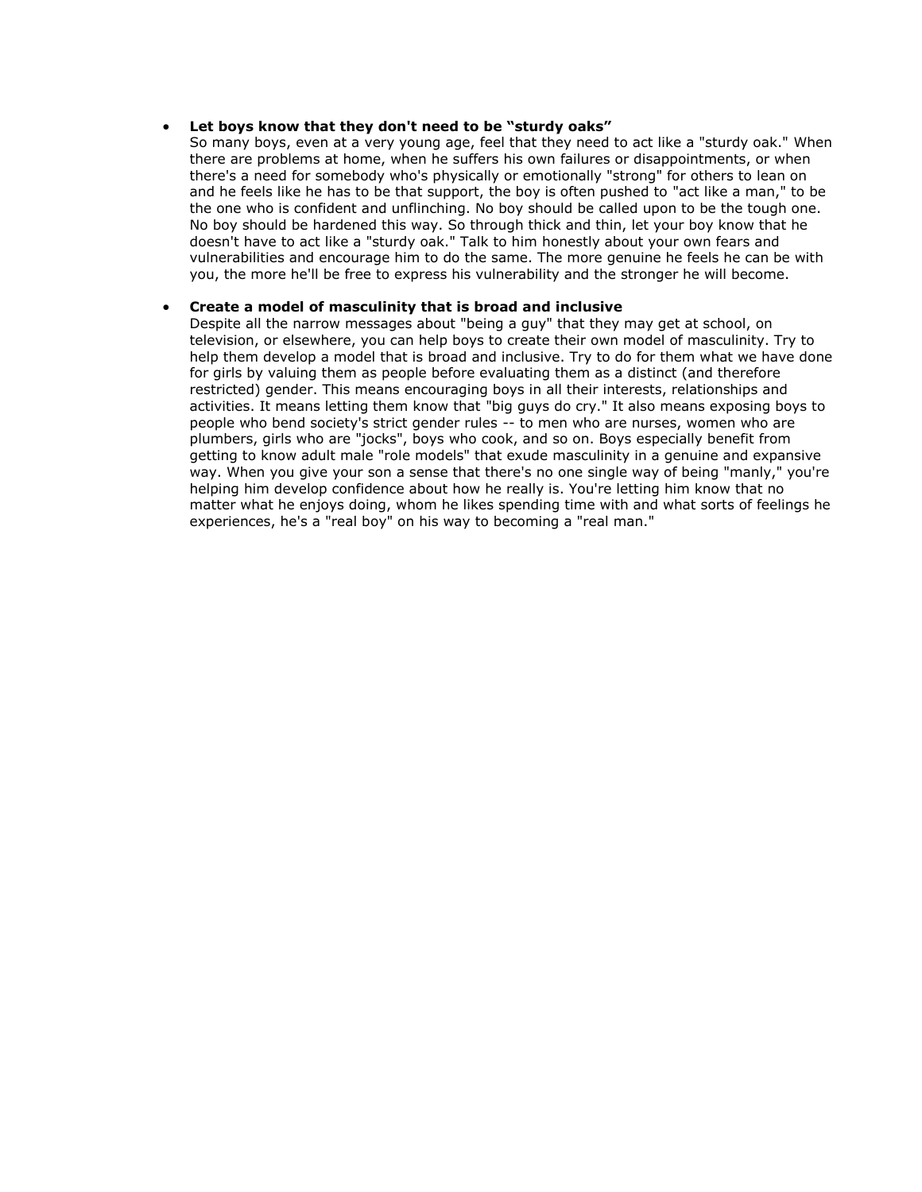- **Let boys know that they don't need to be "sturdy oaks"**
  So many boys, even at a very young age, feel that they need to act like a "sturdy oak." When there are problems at home, when he suffers his own failures or disappointments, or when there's a need for somebody who's physically or emotionally "strong" for others to lean on and he feels like he has to be that support, the boy is often pushed to "act like a man," to be the one who is confident and unflinching. No boy should be called upon to be the tough one. No boy should be hardened this way. So through thick and thin, let your boy know that he doesn't have to act like a "sturdy oak." Talk to him honestly about your own fears and vulnerabilities and encourage him to do the same. The more genuine he feels he can be with you, the more he'll be free to express his vulnerability and the stronger he will become.

- **Create a model of masculinity that is broad and inclusive**
  Despite all the narrow messages about "being a guy" that they may get at school, on television, or elsewhere, you can help boys to create their own model of masculinity. Try to help them develop a model that is broad and inclusive. Try to do for them what we have done for girls by valuing them as people before evaluating them as a distinct (and therefore restricted) gender. This means encouraging boys in all their interests, relationships and activities. It means letting them know that "big guys do cry." It also means exposing boys to people who bend society's strict gender rules -- to men who are nurses, women who are plumbers, girls who are "jocks", boys who cook, and so on. Boys especially benefit from getting to know adult male "role models" that exude masculinity in a genuine and expansive way. When you give your son a sense that there's no one single way of being "manly," you're helping him develop confidence about how he really is. You're letting him know that no matter what he enjoys doing, whom he likes spending time with and what sorts of feelings he experiences, he's a "real boy" on his way to becoming a "real man."